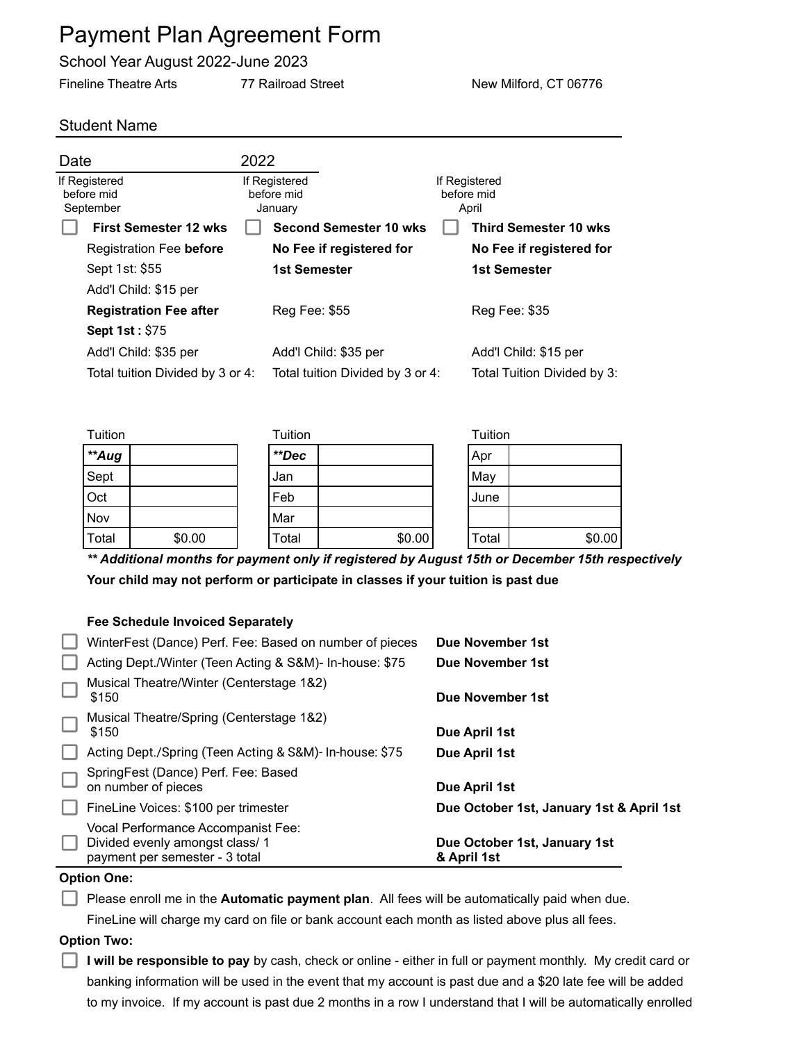# Payment Plan Agreement Form

School Year August 2022-June 2023

Fineline Theatre Arts 77 Railroad Street New Milford, CT 06776

Student Name

Date 2022

| If Registered before mid September | If Registered before mid January | If Registered before mid April |
|---|---|---|
| ☐ **First Semester 12 wks** | ☐ **Second Semester 10 wks** | ☐ **Third Semester 10 wks** |
| Registration Fee **before** Sept 1st: $55 | **No Fee if registered for 1st Semester** | **No Fee if registered for 1st Semester** |
| Add'l Child: $15 per | | |
| **Registration Fee after Sept 1st :** $75 | Reg Fee: $55 | Reg Fee: $35 |
| Add'l Child: $35 per | Add'l Child: $35 per | Add'l Child: $15 per |
| Total tuition Divided by 3 or 4: | Total tuition Divided by 3 or 4: | Total Tuition Divided by 3: |

Tuition

| ***Aug** | |
|---|---|
| Sept | |
| Oct | |
| Nov | |
| Total | $0.00 |

Tuition

| ***Dec** | |
|---|---|
| Jan | |
| Feb | |
| Mar | |
| Total | $0.00 |

Tuition

| Apr | |
|---|---|
| May | |
| June | |
| | |
| Total | $0.00 |

***** Additional months for payment only if registered by August 15th or December 15th respectively***

**Your child may not perform or participate in classes if your tuition is past due**

**Fee Schedule Invoiced Separately**

| Fee | Due |
|---|---|
| ☐ WinterFest (Dance) Perf. Fee: Based on number of pieces | **Due November 1st** |
| ☐ Acting Dept./Winter (Teen Acting & S&M)- In-house: $75 | **Due November 1st** |
| ☐ Musical Theatre/Winter (Centerstage 1&2) $150 | **Due November 1st** |
| ☐ Musical Theatre/Spring (Centerstage 1&2) $150 | **Due April 1st** |
| ☐ Acting Dept./Spring (Teen Acting & S&M)- In-house: $75 | **Due April 1st** |
| ☐ SpringFest (Dance) Perf. Fee: Based on number of pieces | **Due April 1st** |
| ☐ FineLine Voices: $100 per trimester | **Due October 1st, January 1st & April 1st** |
| ☐ Vocal Performance Accompanist Fee: Divided evenly amongst class/ 1 payment per semester - 3 total | **Due October 1st, January 1st & April 1st** |

**Option One:**

☐ Please enroll me in the **Automatic payment plan**. All fees will be automatically paid when due. FineLine will charge my card on file or bank account each month as listed above plus all fees.

**Option Two:**

☐ **I will be responsible to pay** by cash, check or online - either in full or payment monthly. My credit card or banking information will be used in the event that my account is past due and a $20 late fee will be added to my invoice. If my account is past due 2 months in a row I understand that I will be automatically enrolled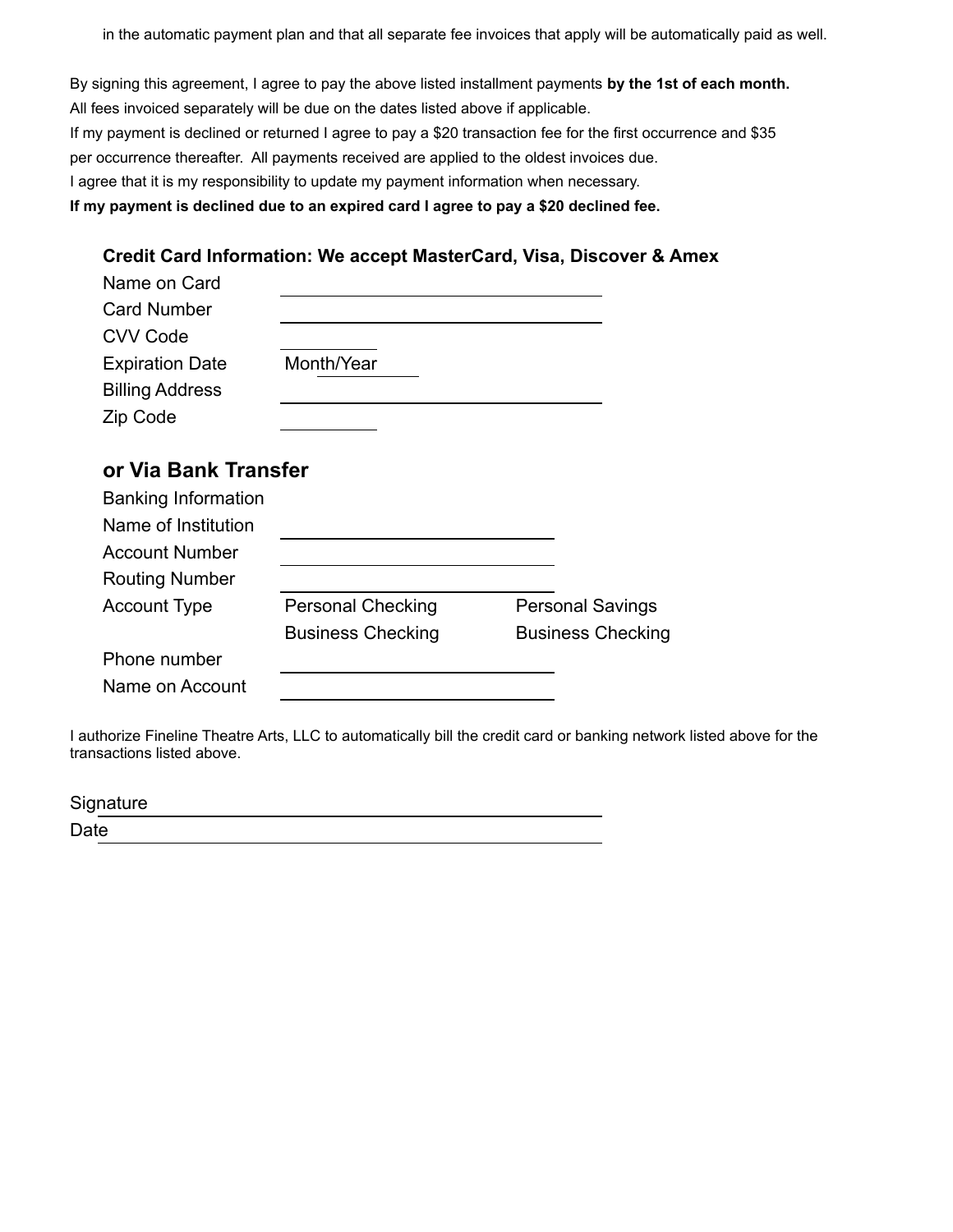in the automatic payment plan and that all separate fee invoices that apply will be automatically paid as well.

By signing this agreement, I agree to pay the above listed installment payments **by the 1st of each month.**
All fees invoiced separately will be due on the dates listed above if applicable.
If my payment is declined or returned I agree to pay a $20 transaction fee for the first occurrence and $35 per occurrence thereafter. All payments received are applied to the oldest invoices due.
I agree that it is my responsibility to update my payment information when necessary.
**If my payment is declined due to an expired card I agree to pay a $20 declined fee.**

### Credit Card Information: We accept MasterCard, Visa, Discover & Amex

Name on Card ______________________________

Card Number ______________________________

CVV Code __________

Expiration Date Month/Year __________

Billing Address ______________________________

Zip Code __________

## or Via Bank Transfer

Banking Information

Name of Institution ______________________________

Account Number ______________________________

Routing Number ______________________________

Account Type
Personal Checking    Personal Savings
Business Checking    Business Checking

Phone number ______________________________

Name on Account ______________________________

I authorize Fineline Theatre Arts, LLC to automatically bill the credit card or banking network listed above for the transactions listed above.

Signature ______________________________________________

Date ______________________________________________